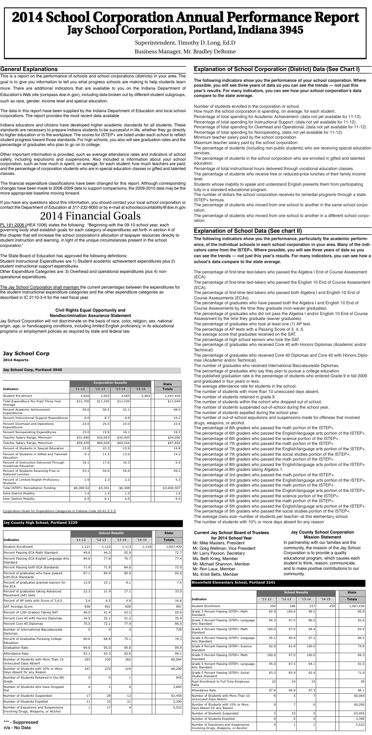# 2014 School Corporation Annual Performance Report
## Jay School Corporation, Portland, Indiana 3945

Superintendent, Timothy D. Long, Ed.D

Business Manager, Mr. Bradley DeRome

## General Explanations

This is a report on the performance of schools and school corporations (districts) in your area. The goal is to give you information to tell you what progress schools are making to help students learn more. There are additional indicators that are available to you on the Indiana Department of Education's Web site (compass.doe.in.gov), including data broken out by different student subgroups, such as race, gender, income level and special education.

The data in this report have been supplied by the Indiana Department of Education and local school corporations. The report provides the most recent data available.

Indiana educators and citizens have developed higher academic standards for all students. These standards are necessary to prepare Indiana students to be successful in life, whether they go directly to higher education or to the workplace. The scores for ISTEP+ are listed under each school to reflect student progress toward those standards. For high schools, you also will see graduation rates and the percentage of graduates who plan to go on to college.

Other important information is provided, such as average attendance rates and indicators of school safety, including expulsions and suspensions. Also included is information about your school corporation, such as how much is spent, on average, for each student; how much teachers are paid; and the percentage of corporation students who are in special education classes or gifted and talented classes.

The financial expenditure classifications have been changed for this report. Although corresponding changes have been made to 2008-2009 data to support comparisons, the 2009-2010 data may be the more appropriate baseline moving forward.

If you have any questions about this information, you should contact your local school corporation or contact the Department of Education at 317-232-9050 or by e-mail at schoolaccountability@doe.in.gov

# 2014 Financial Goals

PL 191-2006 (HEA 1006) states the following: "Beginning with the 09-10 school year, each governing body shall establish goals for each category of expenditures set forth in section 4 of this chapter that will increase the school corporation's allocation of taxpayer resources directly to student instruction and learning, in light of the unique circumstances present in the school corporation."

The State Board of Education has approved the following definitions:
Student Instructional Expenditures are 1) Student academic achievement expenditures plus 2) student instructional support expenditures.
Other Expenditure Categories are: 3) Overhead and operational expenditures plus 4) non-operational expenditures.

The Jay School Corporation shall maintain the current percentages between the expenditures for the student instructional expenditure categories and the other expenditure categories as described in IC 2110-3-4 for the next fiscal year.

**Civil Rights Equal Opportunity and Nondiscrimination Assurance Statement**

Jay School Corporation will not discriminate on the basis of race, color, religion, sex, national origin, age, or handicapping conditions, including limited English proficiency, in its educational programs or employment policies as required by state and federal law.

### Jay School Corp
**2014 Reports**

**Jay School Corp, Portland 3945**

| Indicator | Corporation Results | | | | State |
|---|---|---|---|---|---|
| | '11-12 | '12-13 | '13-14 | '14-15 | Totals |
| Student Enrollment | 3,626 | 3,503 | 3,465 | 3,463 | 1,047,430 |
| Total Expenditure Per Pupil Three Year Average | $12,700 | $11,245 | $11,434 | | $11,044 |
| Percent Academic Achievement Expenditures | 54.0 | 50.5 | 52.1 | | 48.0 |
| Percent Instructional Support Expenditures | 8.0 | 8.7 | 8.8 | | 10.2 |
| Percent Overhead and Operations Expenditures | 23.0 | 25.0 | 23.0 | | 23.0 |
| Percent Nonoperating Expenditures | 15.0 | 15.8 | 16.1 | | 18.3 |
| Teacher Salary Range, Minimum | $31,686 | $32,003 | $32,003 | | $24,000 |
| Teacher Salary Range, Maximum | $59,430 | $66,026 | $60,024 | | $87,602 |
| Percent of Students in Special Education | 23.0 | 23.3 | 23.9 | | 14.8 |
| Percent of Students in Gifted and Talented Education | 9.1 | 11.3 | 13.6 | | 14.2 |
| Percent of Instruction Delivered Through Vocational Education | 18.1 | 17.6 | 16.3 | | 5.5 |
| Percent of Students Receiving Free or Reduced Lunches | 53.1 | 54.0 | 54.9 | | 49.2 |
| Percent of Limited English Proficiency Students | 2.9 | 2.3 | 2.2 | | 5.3 |
| Total ISTEP+ Remediation Funding | $8,398.52 | $5,301 | $6,308 | | $3,000,507 |
| Intra District Mobility | 1.4 | 1.4 | 1.5 | | 1.6 |
| Inter District Mobility | 6.5 | 6.1 | 5.6 | | 8.4 |

Corporation Goals for Expenditure Categories in Indiana Code 20-42.5-3-5

**Jay County High School, Portland 3239**

| Indicator | School Results | | | | State |
|---|---|---|---|---|---|
| | '11-12 | '12-13 | '13-14 | '14-15 | Totals |
| Student Enrollment | 1,121 | 1,123 | 1,113 | 1,118 | 1,047,430 |
| Percent Passing ECA Math Standard | 49.6 | 44.3 | 55.9 | | 72.7 |
| Percent Passing ECA English Language Arts Standard | 84.8 | 77.8 | 76.7 | | 77.4 |
| Percent Passing both ECA Standards | 71.9 | 71.8 | 64.6 | | 72.0 |
| Percent of graduates who have passed both ECA Standards | 87.1 | 89.9 | 90.9 | | 92.6 |
| Percent of graduates granted waivers for the ECA | 12.9 | 10.1 | 9.1 | | 7.4 |
| Percent of graduates taking Advanced Placement (AP) tests | 22.3 | 21.9 | 17.1 | | 33.5 |
| Percent of AP tests with Score of 3,4,5 | 3.4 | 6.5 | 4.9 | | 16.6 |
| SAT Average Score | 936 | 951 | 928 | | 991 |
| Percent of 12th Graders Taking SAT | 46.0 | 41.4 | 43.2 | | 45.6 |
| Percent Core 40 with Honors Diplomas | 34.5 | 25.1 | 31.2 | | 35.9 |
| Percent Core 40 Diplomas | 70.5 | 72.1 | 77.9 | | 86.0 |
| Number of International Baccalaureate Diplomas | 0 | 0 | 0 | | 729 |
| Percent of Graduates Pursuing College Education | 60.6 | 68.8 | 75.1 | | 78.3 |
| Graduation Rate | 94.6 | 95.0 | 95.6 | | 89.8 |
| Attendance Rate | 93.1 | 93.3 | 92.8 | | 96.1 |
| Number of Students with More Than 10 Unexcused Days Absent | 203 | 230 | 262 | | 60,064 |
| Number of Students with 10% or More Days Absent for any Reason | 247 | 270 | 219 | | 69,290 |
| Number of Students Retained in the 9th Grade | 0 | 0 | 1 | | 945 |
| Number of Students who have Dropped Out | 4 | 1 | 0 | | 3,665 |
| Number of Students Suspended | 17 | 28 | 12 | | 63,459 |
| Number of Students Expelled | 11 | 33 | 21 | | 3,390 |
| Number of Expulsions and Suspensions Involving Drugs, Weapons, or Alcohol | 1 | 17 | 4 | | 5,522 |

\*\*\* - Suppressed
n/a - No Data

## Explanation of School Corporation (District) Data (See Chart I)

**The following indicators show you the performance of your school corporation. Where possible, you will see three years of data so you can see the trends — not just this year's results. For many indicators, you can see how your school corporation's data compare to the state average.**

Number of students enrolled in the corporation or school.
How much the school corporation is spending, on average, for each student.
Percentage of total spending for Academic Achievement. (data not yet available for 11-12).
Percentage of total spending for Instructional Support. (data not yet available for 11-12).
Percentage of total spending for Overhead and Operational. (data not yet available for 11-12).
Percentage of total spending for Nonoperating. (data not yet available for 11-12).
Minimum teacher salary paid by the school corporation.
Maximum teacher salary paid by the school corporation.
The percentage of students (including non-public students) who are receiving special education services.
The percentage of students in the school corporation who are enrolled in gifted and talented education.
Percentage of total instructional hours delivered through vocational education classes.
The percentage of students who receive free or reduced-price lunches of their family income level.
Students whose inability to speak and understand English prevents them from participating fully in a standard educational program.
The number of dollars the school corporation receives for remedial programs through a state ISTEP+ formula.
The percentage of students who moved from one school to another in the same school corporation.
The percentage of students who moved from one school to another in a different school corporation.

## Explanation of School Data (See chart II)

**The following indicators show you the performance, particularly the academic performance, of the individual schools in each school corporation in your area. Many of the indicators came from the ISTEP+. Where possible, you will see three years of data so you can see the trends — just this year's results. For many indicators, you can see how a school's data compare to the state average.**

The percentage of first-time test-takers who passed the Algebra I End of Course Assessment (ECA).
The percentage of first-time test-takers who passed the English 10 End of Course Assessment (ECA).
The percentage of first-time test-takers who passed both Algebra I and English 10 End of Course Assessments (ECAs).
The percentage of graduates who have passed both the Algebra I and English 10 End of Course Assessments by the time they graduate (non-waiver graduates).
The percentage of graduates who did not pass the Algebra I and/or English 10 End of Course Assessment by the time they graduate (wavier graduates).
The percentage of graduates who took at least one (1) AP test.
The percentage of AP tests with a Passing Score of 3, 4, 5.
The average score that graduates received on the SAT.
The percentage of high school seniors who took the SAT.
The percentage of graduates who received Core 40 with Honors Diplomas (Academic and/or Technical).
The percentage of graduates who received Core 40 Diplomas and Core 40 with Honors Diplomas (Academic and/or Technical).
The number of graduates who received International Baccalaureate Diplomas.
The percentage of graduates who say they plan to pursue a college education.
The published graduation rate is the percentage of students who entered Grade 9 in fall 2009 and graduated in four years or less.
The average attendance rate for students in the school.
The number of students with more than 10 unexcused days absent.
The number of students retained in grade 9.
The number of students within the cohort who dropped out of school.
The number of students suspended out-of-school during the school year.
The number of students expelled during the school year.
The number of out-of-school expulsions and suspensions made for offenses that involved drugs, weapons, or alcohol.
The percentage of 6th graders who passed the math portion of the ISTEP+.
The percentage of 6th graders who passed the English/language arts portion of the ISTEP+.
The percentage of 6th graders who passed the science portion of the ISTEP+.
The percentage of 7th graders who passed the math portion of the ISTEP+.
The percentage of 7th graders who passed the English/language arts portion of the ISTEP+.
The percentage of 7th graders who passed the social studies portion of the ISTEP+.
The percentage of 8th graders who passed the math portion of the ISTEP+.
The percentage of 8th graders who passed the English/language arts portion of the ISTEP+.
The percentage of 8th graders taking Algebra 1.
The percentage of 3rd graders who passed the math portion of the ISTEP+.
The percentage of 3rd graders who passed the English/language arts portion of the ISTEP+.
The percentage of 4th graders who passed the math portion of the ISTEP+.
The percentage of 4th graders who passed the English/language arts portion of the ISTEP+.
The percentage of 4th graders who passed the science portion of the ISTEP+.
The percentage of 5th graders who passed the math portion of the ISTEP+.
The percentage of 5th graders who passed the English/language arts portion of the ISTEP+.
The percentage of 5th graders who passed the social studies portion of the ISTEP+.
The average class size--number of students per teacher--at this elementary school.
The number of students with 10% or more days absent for any reason

**Current Jay School Board of Trustees for 2014 School Year**

Mr. Mike Masters, President
Mr. Greg Wellman, Vice President
Mr. Larry Paxson, Secretary
Ms. Beth Krieg, Member
Mr. Michael Shannon, Member
Mr. Ron Laux, Member
Ms. Kristi Betts, Member

**Jay County School Corporation Mission Statement**

In partnership with our families and the community, the mission of the Jay School Corporation is to provide a quality educational program, which causes each student to think, reason, communicate, and to make positive contributions to our community.

**Bloomfield Elementary School, Portland 3241**

| Indicator | School Results | | | | State |
|---|---|---|---|---|---|
| | '11-12 | '12-13 | '13-14 | '14-15 | Totals |
| Student Enrollment | 254 | 246 | 237 | 250 | 1,047,430 |
| Grade 3 Percent Passing ISTEP+ Math Standard | 82.9 | 100.0 | 89.2 | | 80.8 |
| Grade 3 Percent Passing ISTEP+ Language Arts Standard | 94.3 | 97.5 | 86.5 | | 83.6 |
| Grade 4 Percent Passing ISTEP+ Math Standard | 100.0 | 97.0 | 94.4 | | 83.0 |
| Grade 4 Percent Passing ISTEP+ Language Arts Standard | 95.1 | 90.9 | 97.2 | | 86.5 |
| Grade 4 Percent Passing ISTEP+ Science Standard | 92.9 | 81.8 | 100.0 | | 74.9 |
| Grade 5 Percent Passing ISTEP+ Math Standard | 100.0 | 97.5 | 100.0 | | 89.3 |
| Grade 5 Percent Passing ISTEP+ Language Arts Standard | 95.0 | 87.5 | 94.1 | | 81.5 |
| Grade 5 Percent Passing ISTEP+ Social Studies Standard | 83.3 | 85.4 | 82.4 | | 71.4 |
| Pupil Enrollment to Full Time Employee Ratio | 22 | 24 | 23 | | 28 |
| Attendance Rate | 97.4 | 96.9 | 97.3 | | 96.1 |
| Number of Students with More Than 10 Unexcused Days Absent | 6 | 5 | 7 | | 60,064 |
| Number of Students with 10% or More Days Absent for any Reason | 9 | 7 | 6 | | 69,290 |
| Number of Students Suspended | 2 | 10 | 5 | | 63,459 |
| Number of Students Expelled | 0 | 0 | 0 | | 3,390 |
| Number of Expulsions and Suspensions Involving Drugs, Weapons, or Alcohol | 0 | 1 | 1 | | 5,522 |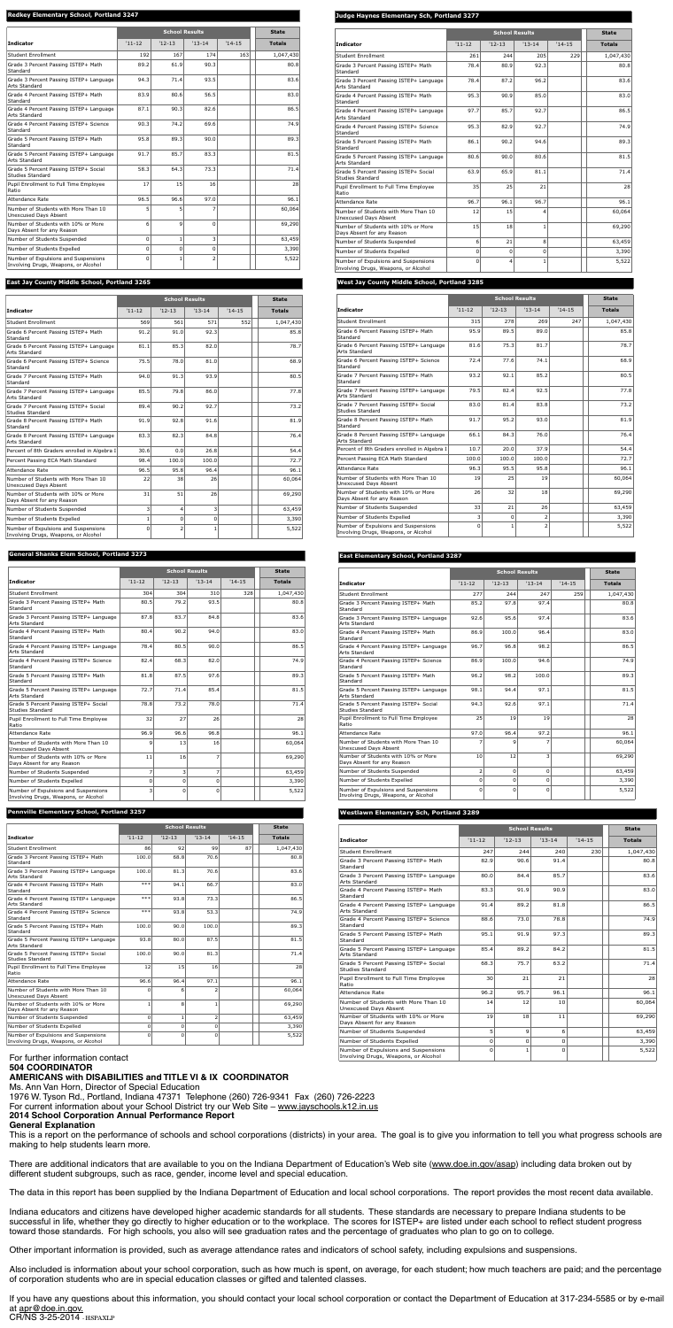## Redkey Elementary School, Portland 3247

| Indicator | School Results '11-12 | '12-13 | '13-14 | '14-15 | State Totals |
|---|---|---|---|---|---|
| Student Enrollment | 192 | 167 | 174 | 163 | 1,047,430 |
| Grade 3 Percent Passing ISTEP+ Math Standard | 89.2 | 61.9 | 90.3 | | 80.8 |
| Grade 3 Percent Passing ISTEP+ Language Arts Standard | 94.3 | 71.4 | 93.5 | | 83.6 |
| Grade 4 Percent Passing ISTEP+ Math Standard | 83.9 | 80.6 | 56.5 | | 83.0 |
| Grade 4 Percent Passing ISTEP+ Language Arts Standard | 87.1 | 90.3 | 82.6 | | 86.5 |
| Grade 4 Percent Passing ISTEP+ Science Standard | 90.3 | 74.2 | 69.6 | | 74.9 |
| Grade 5 Percent Passing ISTEP+ Math Standard | 95.8 | 89.3 | 90.0 | | 89.3 |
| Grade 5 Percent Passing ISTEP+ Language Arts Standard | 91.7 | 85.7 | 83.3 | | 81.5 |
| Grade 5 Percent Passing ISTEP+ Social Studies Standard | 58.3 | 64.3 | 73.3 | | 71.4 |
| Pupil Enrollment to Full Time Employee Ratio | 17 | 15 | 16 | | 28 |
| Attendance Rate | 96.5 | 96.6 | 97.0 | | 96.1 |
| Number of Students with More Than 10 Unexcused Days Absent | 5 | 5 | 7 | | 60,064 |
| Number of Students with 10% or More Days Absent for any Reason | 6 | 9 | 0 | | 69,290 |
| Number of Students Suspended | 0 | 1 | 3 | | 63,459 |
| Number of Students Expelled | 0 | 0 | 0 | | 3,390 |
| Number of Expulsions and Suspensions Involving Drugs, Weapons, or Alcohol | 0 | 1 | 2 | | 5,522 |

## Judge Haynes Elementary Sch, Portland 3277

| Indicator | School Results '11-12 | '12-13 | '13-14 | '14-15 | State Totals |
|---|---|---|---|---|---|
| Student Enrollment | 261 | 244 | 205 | 229 | 1,047,430 |
| Grade 3 Percent Passing ISTEP+ Math Standard | 78.4 | 80.9 | 92.3 | | 80.8 |
| Grade 3 Percent Passing ISTEP+ Language Arts Standard | 78.4 | 87.2 | 96.2 | | 83.6 |
| Grade 4 Percent Passing ISTEP+ Math Standard | 95.3 | 90.9 | 85.0 | | 83.0 |
| Grade 4 Percent Passing ISTEP+ Language Arts Standard | 97.7 | 85.7 | 92.7 | | 86.5 |
| Grade 4 Percent Passing ISTEP+ Science Standard | 95.3 | 82.9 | 92.7 | | 74.9 |
| Grade 5 Percent Passing ISTEP+ Math Standard | 86.1 | 90.2 | 94.6 | | 89.3 |
| Grade 5 Percent Passing ISTEP+ Language Arts Standard | 80.6 | 90.0 | 80.6 | | 81.5 |
| Grade 5 Percent Passing ISTEP+ Social Studies Standard | 63.9 | 65.9 | 81.1 | | 71.4 |
| Pupil Enrollment to Full Time Employee Ratio | 35 | 25 | 21 | | 28 |
| Attendance Rate | 96.7 | 96.1 | 96.7 | | 96.1 |
| Number of Students with More Than 10 Unexcused Days Absent | 12 | 15 | 4 | | 60,064 |
| Number of Students with 10% or More Days Absent for any Reason | 15 | 18 | 1 | | 69,290 |
| Number of Students Suspended | 6 | 21 | 8 | | 63,459 |
| Number of Students Expelled | 0 | 0 | 0 | | 3,390 |
| Number of Expulsions and Suspensions Involving Drugs, Weapons, or Alcohol | 0 | 4 | 1 | | 5,522 |

## East Jay County Middle School, Portland 3265

| Indicator | School Results '11-12 | '12-13 | '13-14 | '14-15 | State Totals |
|---|---|---|---|---|---|
| Student Enrollment | 569 | 561 | 571 | 552 | 1,047,430 |
| Grade 6 Percent Passing ISTEP+ Math Standard | 91.2 | 91.0 | 92.3 | | 85.8 |
| Grade 6 Percent Passing ISTEP+ Language Arts Standard | 81.1 | 85.3 | 82.0 | | 78.7 |
| Grade 6 Percent Passing ISTEP+ Science Standard | 75.5 | 78.0 | 81.0 | | 68.9 |
| Grade 7 Percent Passing ISTEP+ Math Standard | 94.0 | 91.3 | 93.9 | | 80.5 |
| Grade 7 Percent Passing ISTEP+ Language Arts Standard | 85.5 | 79.8 | 86.0 | | 77.8 |
| Grade 7 Percent Passing ISTEP+ Social Studies Standard | 89.4 | 90.2 | 92.7 | | 73.2 |
| Grade 8 Percent Passing ISTEP+ Math Standard | 91.9 | 92.8 | 91.6 | | 81.9 |
| Grade 8 Percent Passing ISTEP+ Language Arts Standard | 83.3 | 82.3 | 84.8 | | 76.4 |
| Percent of 8th Graders enrolled in Algebra I | 30.6 | 0.0 | 26.8 | | 54.4 |
| Percent Passing ECA Math Standard | 98.4 | 100.0 | 100.0 | | 72.7 |
| Attendance Rate | 96.5 | 95.8 | 96.4 | | 96.1 |
| Number of Students with More Than 10 Unexcused Days Absent | 22 | 38 | 26 | | 60,064 |
| Number of Students with 10% or More Days Absent for any Reason | 31 | 51 | 26 | | 69,290 |
| Number of Students Suspended | 3 | 4 | 3 | | 63,459 |
| Number of Students Expelled | 1 | 0 | 0 | | 3,390 |
| Number of Expulsions and Suspensions Involving Drugs, Weapons, or Alcohol | 0 | 2 | 1 | | 5,522 |

## West Jay County Middle School, Portland 3285

| Indicator | School Results '11-12 | '12-13 | '13-14 | '14-15 | State Totals |
|---|---|---|---|---|---|
| Student Enrollment | 315 | 278 | 269 | 247 | 1,047,430 |
| Grade 6 Percent Passing ISTEP+ Math Standard | 95.9 | 89.5 | 89.0 | | 85.8 |
| Grade 6 Percent Passing ISTEP+ Language Arts Standard | 81.6 | 75.3 | 81.7 | | 78.7 |
| Grade 6 Percent Passing ISTEP+ Science Standard | 72.4 | 77.6 | 74.1 | | 68.9 |
| Grade 7 Percent Passing ISTEP+ Math Standard | 93.2 | 92.1 | 85.2 | | 80.5 |
| Grade 7 Percent Passing ISTEP+ Language Arts Standard | 79.5 | 82.4 | 92.5 | | 77.8 |
| Grade 7 Percent Passing ISTEP+ Social Studies Standard | 83.0 | 81.4 | 83.8 | | 73.2 |
| Grade 8 Percent Passing ISTEP+ Math Standard | 91.7 | 95.2 | 93.0 | | 81.9 |
| Grade 8 Percent Passing ISTEP+ Language Arts Standard | 66.1 | 84.3 | 76.0 | | 76.4 |
| Percent of 8th Graders enrolled in Algebra I | 10.7 | 20.0 | 37.9 | | 54.4 |
| Percent Passing ECA Math Standard | 100.0 | 100.0 | 100.0 | | 72.7 |
| Attendance Rate | 96.3 | 95.5 | 95.8 | | 96.1 |
| Number of Students with More Than 10 Unexcused Days Absent | 19 | 25 | 19 | | 60,064 |
| Number of Students with 10% or More Days Absent for any Reason | 26 | 32 | 18 | | 69,290 |
| Number of Students Suspended | 33 | 21 | 26 | | 63,459 |
| Number of Students Expelled | 3 | 0 | 2 | | 3,390 |
| Number of Expulsions and Suspensions Involving Drugs, Weapons, or Alcohol | 0 | 1 | 2 | | 5,522 |

## General Shanks Elem School, Portland 3273

| Indicator | School Results '11-12 | '12-13 | '13-14 | '14-15 | State Totals |
|---|---|---|---|---|---|
| Student Enrollment | 304 | 304 | 310 | 328 | 1,047,430 |
| Grade 3 Percent Passing ISTEP+ Math Standard | 80.5 | 79.2 | 93.5 | | 80.8 |
| Grade 3 Percent Passing ISTEP+ Language Arts Standard | 87.8 | 83.7 | 84.8 | | 83.6 |
| Grade 4 Percent Passing ISTEP+ Math Standard | 80.4 | 90.2 | 94.0 | | 83.0 |
| Grade 4 Percent Passing ISTEP+ Language Arts Standard | 78.4 | 80.5 | 90.0 | | 86.5 |
| Grade 4 Percent Passing ISTEP+ Science Standard | 82.4 | 68.3 | 82.0 | | 74.9 |
| Grade 5 Percent Passing ISTEP+ Math Standard | 81.8 | 87.5 | 97.6 | | 89.3 |
| Grade 5 Percent Passing ISTEP+ Language Arts Standard | 72.7 | 71.4 | 85.4 | | 81.5 |
| Grade 5 Percent Passing ISTEP+ Social Studies Standard | 78.8 | 73.2 | 78.0 | | 71.4 |
| Pupil Enrollment to Full Time Employee Ratio | 32 | 27 | 28 | | 28 |
| Attendance Rate | 96.9 | 96.6 | 96.8 | | 96.1 |
| Number of Students with More Than 10 Unexcused Days Absent | 9 | 13 | 16 | | 60,064 |
| Number of Students with 10% or More Days Absent for any Reason | 11 | 16 | 7 | | 69,290 |
| Number of Students Suspended | 7 | 3 | 7 | | 63,459 |
| Number of Students Expelled | 0 | 0 | 0 | | 3,390 |
| Number of Expulsions and Suspensions Involving Drugs, Weapons, or Alcohol | 3 | 0 | 0 | | 5,522 |

## East Elementary School, Portland 3287

| Indicator | School Results '11-12 | '12-13 | '13-14 | '14-15 | State Totals |
|---|---|---|---|---|---|
| Student Enrollment | 277 | 244 | 247 | 259 | 1,047,430 |
| Grade 3 Percent Passing ISTEP+ Math Standard | 85.2 | 97.8 | 97.4 | | 80.8 |
| Grade 3 Percent Passing ISTEP+ Language Arts Standard | 92.6 | 95.6 | 97.4 | | 83.6 |
| Grade 4 Percent Passing ISTEP+ Math Standard | 86.9 | 100.0 | 96.4 | | 83.0 |
| Grade 4 Percent Passing ISTEP+ Language Arts Standard | 96.7 | 96.8 | 98.2 | | 86.5 |
| Grade 4 Percent Passing ISTEP+ Science Standard | 86.9 | 100.0 | 94.6 | | 74.9 |
| Grade 5 Percent Passing ISTEP+ Math Standard | 96.2 | 98.2 | 100.0 | | 89.3 |
| Grade 5 Percent Passing ISTEP+ Language Arts Standard | 98.1 | 94.4 | 97.1 | | 81.5 |
| Grade 5 Percent Passing ISTEP+ Social Studies Standard | 94.3 | 92.6 | 97.1 | | 71.4 |
| Pupil Enrollment to Full Time Employee Ratio | 25 | 19 | 19 | | 28 |
| Attendance Rate | 97.0 | 96.4 | 97.2 | | 96.1 |
| Number of Students with More Than 10 Unexcused Days Absent | 7 | 9 | 7 | | 60,064 |
| Number of Students with 10% or More Days Absent for any Reason | 10 | 12 | 3 | | 69,290 |
| Number of Students Suspended | 2 | 0 | 0 | | 63,459 |
| Number of Students Expelled | 0 | 0 | 0 | | 3,390 |
| Number of Expulsions and Suspensions Involving Drugs, Weapons, or Alcohol | 0 | 0 | 0 | | 5,522 |

## Pennville Elementary School, Portland 3257

| Indicator | School Results '11-12 | '12-13 | '13-14 | '14-15 | State Totals |
|---|---|---|---|---|---|
| Student Enrollment | 86 | 92 | 99 | 87 | 1,047,430 |
| Grade 3 Percent Passing ISTEP+ Math Standard | 100.0 | 68.8 | 70.6 | | 80.8 |
| Grade 3 Percent Passing ISTEP+ Language Arts Standard | 100.0 | 81.3 | 70.6 | | 83.6 |
| Grade 4 Percent Passing ISTEP+ Math Standard | *** | 94.1 | 66.7 | | 83.0 |
| Grade 4 Percent Passing ISTEP+ Language Arts Standard | *** | 93.8 | 73.3 | | 86.5 |
| Grade 4 Percent Passing ISTEP+ Science Standard | *** | 93.8 | 53.3 | | 74.9 |
| Grade 5 Percent Passing ISTEP+ Math Standard | 100.0 | 90.0 | 100.0 | | 89.3 |
| Grade 5 Percent Passing ISTEP+ Language Arts Standard | 93.8 | 80.0 | 87.5 | | 81.5 |
| Grade 5 Percent Passing ISTEP+ Social Studies Standard | 100.0 | 90.0 | 81.3 | | 71.4 |
| Pupil Enrollment to Full Time Employee Ratio | 12 | 15 | 16 | | 28 |
| Attendance Rate | 96.6 | 96.4 | 97.1 | | 96.1 |
| Number of Students with More Than 10 Unexcused Days Absent | 0 | 6 | 2 | | 60,064 |
| Number of Students with 10% or More Days Absent for any Reason | 1 | 8 | 1 | | 69,290 |
| Number of Students Suspended | 0 | 1 | 2 | | 63,459 |
| Number of Students Expelled | 0 | 0 | 0 | | 3,390 |
| Number of Expulsions and Suspensions Involving Drugs, Weapons, or Alcohol | 0 | 0 | 0 | | 5,522 |

## Westlawn Elementary Sch, Portland 3289

| Indicator | School Results '11-12 | '12-13 | '13-14 | '14-15 | State Totals |
|---|---|---|---|---|---|
| Student Enrollment | 247 | 244 | 240 | 230 | 1,047,430 |
| Grade 3 Percent Passing ISTEP+ Math Standard | 82.9 | 90.6 | 91.4 | | 80.8 |
| Grade 3 Percent Passing ISTEP+ Language Arts Standard | 80.0 | 84.4 | 85.7 | | 83.6 |
| Grade 4 Percent Passing ISTEP+ Math Standard | 83.3 | 91.9 | 90.9 | | 83.0 |
| Grade 4 Percent Passing ISTEP+ Language Arts Standard | 91.4 | 89.2 | 81.8 | | 86.5 |
| Grade 4 Percent Passing ISTEP+ Science Standard | 88.6 | 73.0 | 78.8 | | 74.9 |
| Grade 5 Percent Passing ISTEP+ Math Standard | 95.1 | 91.9 | 97.3 | | 89.3 |
| Grade 5 Percent Passing ISTEP+ Language Arts Standard | 85.4 | 89.2 | 84.2 | | 81.5 |
| Grade 5 Percent Passing ISTEP+ Social Studies Standard | 68.3 | 75.7 | 63.2 | | 71.4 |
| Pupil Enrollment to Full Time Employee Ratio | 30 | 21 | 21 | | 28 |
| Attendance Rate | 96.2 | 95.7 | 96.1 | | 96.1 |
| Number of Students with More Than 10 Unexcused Days Absent | 14 | 12 | 10 | | 60,064 |
| Number of Students with 10% or More Days Absent for any Reason | 19 | 18 | 11 | | 69,290 |
| Number of Students Suspended | 5 | 9 | 6 | | 63,459 |
| Number of Students Expelled | 0 | 0 | 0 | | 3,390 |
| Number of Expulsions and Suspensions Involving Drugs, Weapons, or Alcohol | 0 | 1 | 0 | | 5,522 |

For further information contact

**504 COORDINATOR**

**AMERICANS with DISABILITIES and TITLE VI & IX COORDINATOR**

Ms. Ann Van Horn, Director of Special Education

1976 W. Tyson Rd., Portland, Indiana 47371 Telephone (260) 726-9341 Fax (260) 726-2223

For current information about your School District try our Web Site – www.jayschools.k12.in.us

**2014 School Corporation Annual Performance Report**

**General Explanation**

This is a report on the performance of schools and school corporations (districts) in your area. The goal is to give you information to tell you what progress schools are making to help students learn more.

There are additional indicators that are available to you on the Indiana Department of Education's Web site (www.doe.in.gov/asap) including data broken out by different student subgroups, such as race, gender, income level and special education.

The data in this report has been supplied by the Indiana Department of Education and local school corporations. The report provides the most recent data available.

Indiana educators and citizens have developed higher academic standards for all students. These standards are necessary to prepare Indiana students to be successful in life, whether they go directly to higher education or to the workplace. The scores for ISTEP+ are listed under each school to reflect student progress toward those standards. For high schools, you also will see graduation rates and the percentage of graduates who plan to go on to college.

Other important information is provided, such as average attendance rates and indicators of school safety, including expulsions and suspensions.

Also included is information about your school corporation, such as how much is spent, on average, for each student; how much teachers are paid; and the percentage of corporation students who are in special education classes or gifted and talented classes.

If you have any questions about this information, you should contact your local school corporation or contact the Department of Education at 317-234-5585 or by e-mail at apr@doe.in.gov.

CR/NS 3-25-2014 - HSPAXLP